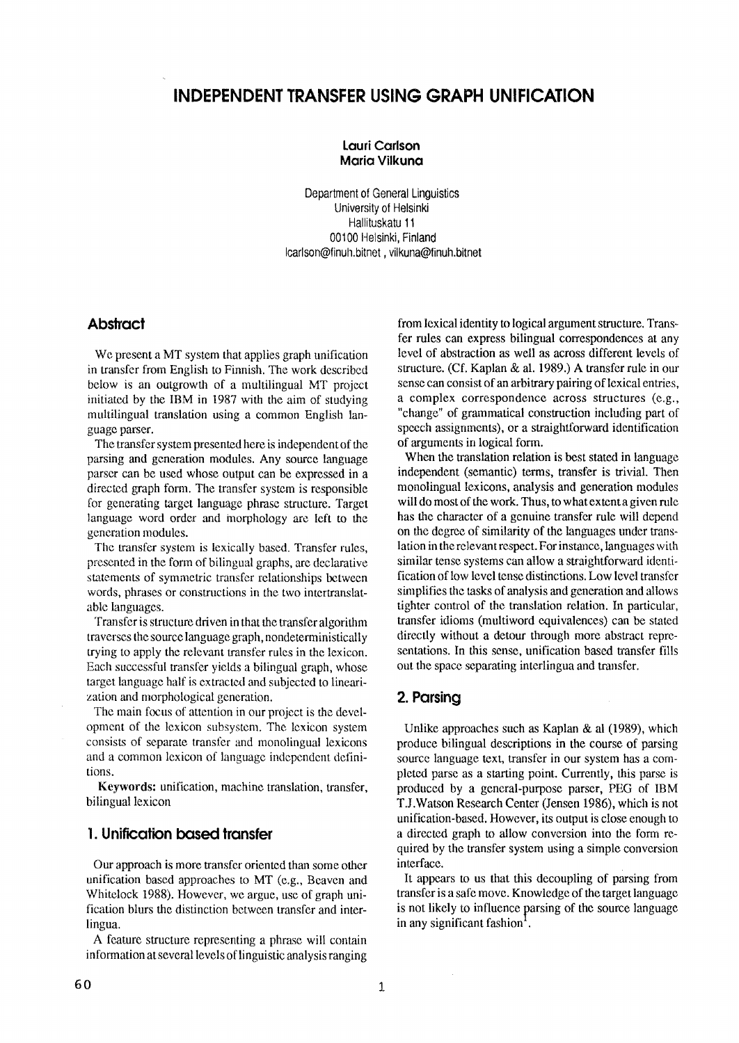# INDEPENDENT TRANSFER USING GRAPH UNIFICATION

**Lauri Carlson**
**Maria Vilkuna**

Department of General Linguistics
University of Helsinki
Hallituskatu 11
00100 Helsinki, Finland
lcarlson@finuh.bitnet , vilkuna@finuh.bitnet

## Abstract

We present a MT system that applies graph unification in transfer from English to Finnish. The work described below is an outgrowth of a multilingual MT project initiated by the IBM in 1987 with the aim of studying multilingual translation using a common English language parser.

The transfer system presented here is independent of the parsing and generation modules. Any source language parser can be used whose output can be expressed in a directed graph form. The transfer system is responsible for generating target language phrase structure. Target language word order and morphology are left to the generation modules.

The transfer system is lexically based. Transfer rules, presented in the form of bilingual graphs, are declarative statements of symmetric transfer relationships between words, phrases or constructions in the two intertranslatable languages.

Transfer is structure driven in that the transfer algorithm traverses the source language graph, nondeterministically trying to apply the relevant transfer rules in the lexicon. Each successful transfer yields a bilingual graph, whose target language half is extracted and subjected to linearization and morphological generation.

The main focus of attention in our project is the development of the lexicon subsystem. The lexicon system consists of separate transfer and monolingual lexicons and a common lexicon of language independent definitions.

**Keywords:** unification, machine translation, transfer, bilingual lexicon

## 1. Unification based transfer

Our approach is more transfer oriented than some other unification based approaches to MT (e.g., Beaven and Whitelock 1988). However, we argue, use of graph unification blurs the distinction between transfer and interlingua.

A feature structure representing a phrase will contain information at several levels of linguistic analysis ranging from lexical identity to logical argument structure. Transfer rules can express bilingual correspondences at any level of abstraction as well as across different levels of structure. (Cf. Kaplan & al. 1989.) A transfer rule in our sense can consist of an arbitrary pairing of lexical entries, a complex correspondence across structures (e.g., "change" of grammatical construction including part of speech assignments), or a straightforward identification of arguments in logical form.

When the translation relation is best stated in language independent (semantic) terms, transfer is trivial. Then monolingual lexicons, analysis and generation modules will do most of the work. Thus, to what extent a given rule has the character of a genuine transfer rule will depend on the degree of similarity of the languages under translation in the relevant respect. For instance, languages with similar tense systems can allow a straightforward identification of low level tense distinctions. Low level transfer simplifies the tasks of analysis and generation and allows tighter control of the translation relation. In particular, transfer idioms (multiword equivalences) can be stated directly without a detour through more abstract representations. In this sense, unification based transfer fills out the space separating interlingua and transfer.

## 2. Parsing

Unlike approaches such as Kaplan & al (1989), which produce bilingual descriptions in the course of parsing source language text, transfer in our system has a completed parse as a starting point. Currently, this parse is produced by a general-purpose parser, PEG of IBM T.J.Watson Research Center (Jensen 1986), which is not unification-based. However, its output is close enough to a directed graph to allow conversion into the form required by the transfer system using a simple conversion interface.

It appears to us that this decoupling of parsing from transfer is a safe move. Knowledge of the target language is not likely to influence parsing of the source language in any significant fashion[1].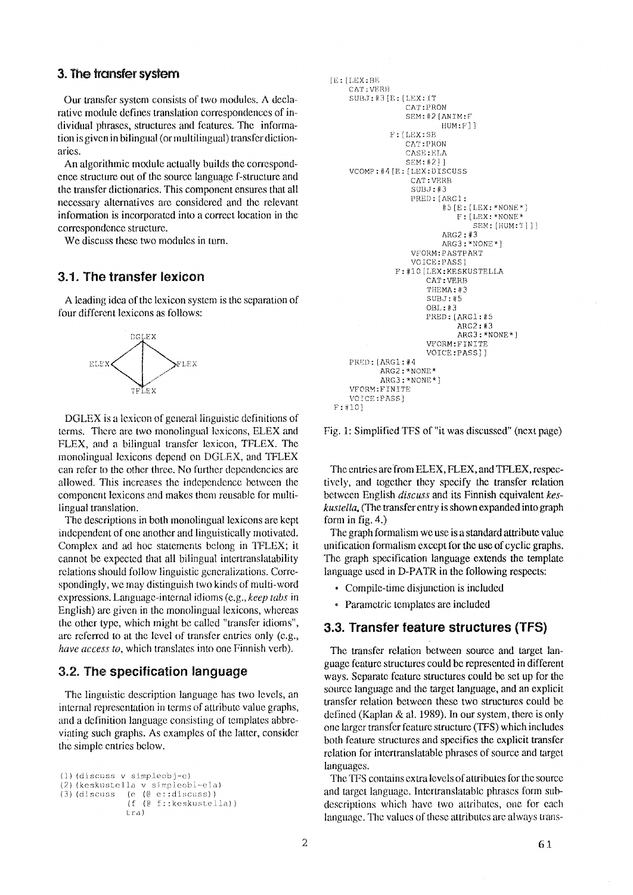## 3. The transfer system

Our transfer system consists of two modules. A declarative module defines translation correspondences of individual phrases, structures and features. The information is given in bilingual (or multilingual) transfer dictionaries.

An algorithmic module actually builds the correspondence structure out of the source language f-structure and the transfer dictionaries. This component ensures that all necessary alternatives are considered and the relevant information is incorporated into a correct location in the correspondence structure.

We discuss these two modules in turn.

### 3.1. The transfer lexicon

A leading idea of the lexicon system is the separation of four different lexicons as follows:

```
          DGLEX
         /  |  \
   ELEX <   |   > FLEX
         \  |  /
          TFLEX
```

DGLEX is a lexicon of general linguistic definitions of terms. There are two monolingual lexicons, ELEX and FLEX, and a bilingual transfer lexicon, TFLEX. The monolingual lexicons depend on DGLEX, and TFLEX can refer to the other three. No further dependencies are allowed. This increases the independence between the component lexicons and makes them reusable for multilingual translation.

The descriptions in both monolingual lexicons are kept independent of one another and linguistically motivated. Complex and ad hoc statements belong in TFLEX; it cannot be expected that all bilingual intertranslatability relations should follow linguistic generalizations. Correspondingly, we may distinguish two kinds of multi-word expressions. Language-internal idioms (e.g., *keep tabs* in English) are given in the monolingual lexicons, whereas the other type, which might be called "transfer idioms", are referred to at the level of transfer entries only (e.g., *have access to*, which translates into one Finnish verb).

### 3.2. The specification language

The linguistic description language has two levels, an internal representation in terms of attribute value graphs, and a definition language consisting of templates abbreviating such graphs. As examples of the latter, consider the simple entries below.

```
(1) (discuss v simpleobj-e)
(2) (keskustella v simpleobl-ela)
(3) (discuss   (e (@ e::discuss))
               (f (@ f::keskustella))
               tra)
```

```
[E:[LEX:BE
    CAT:VERB
    SUBJ:#3[E:[LEX:IT
               CAT:PRON
               SEM:#2[ANIM:F
                      HUM:F]]
            F:[LEX:SE
               CAT:PRON
               CASE:ELA
               SEM:#2]]
    VCOMP:#4[E:[LEX:DISCUSS
                CAT:VERB
                SUBJ:#3
                PRED:[ARG1:
                       #5[E:[LEX:*NONE*]
                          F:[LEX:*NONE*
                             SEM:[HUM:T]]]
                      ARG2:#3
                      ARG3:*NONE*]
                VFORM:PASTPART
                VOICE:PASS]
             F:#10[LEX:KESKUSTELLA
                   CAT:VERB
                   THEMA:#3
                   SUBJ:#5
                   OBL:#3
                   PRED:[ARG1:#5
                         ARG2:#3
                         ARG3:*NONE*]
                   VFORM:FINITE
                   VOICE:PASS]]
    PRED:[ARG1:#4
          ARG2:*NONE*
          ARG3:*NONE*]
    VFORM:FINITE
    VOICE:PASS]
 F:#10]
```

Fig. 1: Simplified TFS of "it was discussed" (next page)

The entries are from ELEX, FLEX, and TFLEX, respectively, and together they specify the transfer relation between English *discuss* and its Finnish equivalent *keskustella*. (The transfer entry is shown expanded into graph form in fig. 4.)

The graph formalism we use is a standard attribute value unification formalism except for the use of cyclic graphs. The graph specification language extends the template language used in D-PATR in the following respects:

- Compile-time disjunction is included
- Parametric templates are included

### 3.3. Transfer feature structures (TFS)

The transfer relation between source and target language feature structures could be represented in different ways. Separate feature structures could be set up for the source language and the target language, and an explicit transfer relation between these two structures could be defined (Kaplan & al. 1989). In our system, there is only one larger transfer feature structure (TFS) which includes both feature structures and specifies the explicit transfer relation for intertranslatable phrases of source and target languages.

The TFS contains extra levels of attributes for the source and target language. Intertranslatable phrases form subdescriptions which have two attributes, one for each language. The values of these attributes are always trans-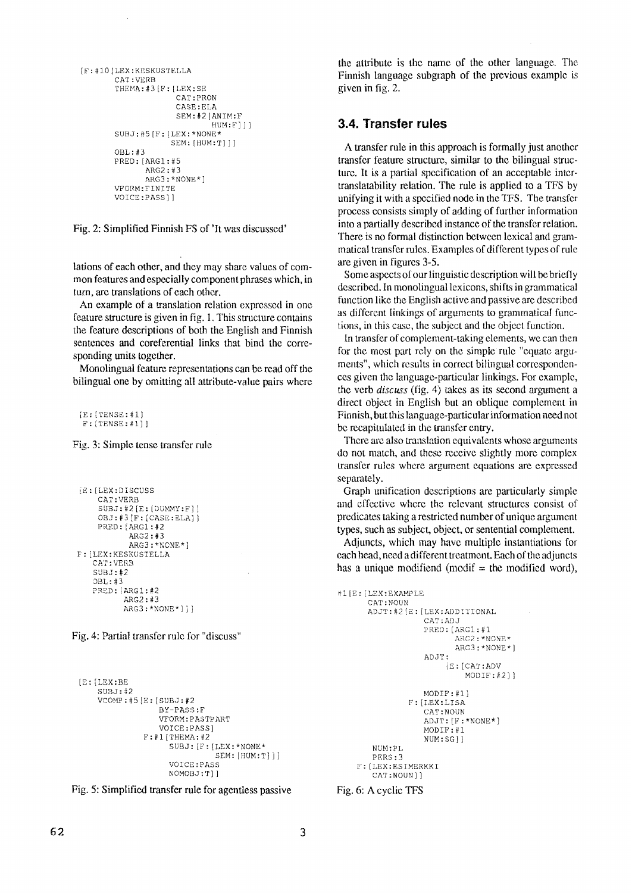```
[F:#10[LEX:KESKUSTELLA
      CAT:VERB
      THEMA:#3[F:[LEX:SE
                  CAT:PRON
                  CASE:ELA
                  SEM:#2[ANIM:F
                         HUM:F]]]
      SUBJ:#5[F:[LEX:*NONE*
                 SEM:[HUM:T]]]
      OBL:#3
      PRED:[ARG1:#5
            ARG2:#3
            ARG3:*NONE*]
      VFORM:FINITE
      VOICE:PASS]]
```

Fig. 2: Simplified Finnish FS of 'It was discussed'

lations of each other, and they may share values of common features and especially component phrases which, in turn, are translations of each other.

An example of a translation relation expressed in one feature structure is given in fig. 1. This structure contains the feature descriptions of both the English and Finnish sentences and coreferential links that bind the corresponding units together.

Monolingual feature representations can be read off the bilingual one by omitting all attribute-value pairs where the attribute is the name of the other language. The Finnish language subgraph of the previous example is given in fig. 2.

```
[E:[TENSE:#1]
 F:[TENSE:#1]]
```

Fig. 3: Simple tense transfer rule

```
[E:[LEX:DISCUSS
    CAT:VERB
    SUBJ:#2[E:[DUMMY:F]]
    OBJ:#3[F:[CASE:ELA]]
    PRED:[ARG1:#2
          ARG2:#3
          ARG3:*NONE*]
F:[LEX:KESKUSTELLA
   CAT:VERB
   SUBJ:#2
   OBL:#3
   PRED:[ARG1:#2
         ARG2:#3
         ARG3:*NONE*]]]
```

Fig. 4: Partial transfer rule for "discuss"

```
[E:[LEX:BE
    SUBJ:#2
    VCOMP:#5[E:[SUBJ:#2
                BY-PASS:F
                VFORM:PASTPART
                VOICE:PASS]
             F:#1[THEMA:#2
                  SUBJ:[F:[LEX:*NONE*
                           SEM:[HUM:T]]]
                  VOICE:PASS
                  NOMOBJ:T]]
```

Fig. 5: Simplified transfer rule for agentless passive

## 3.4. Transfer rules

A transfer rule in this approach is formally just another transfer feature structure, similar to the bilingual structure. It is a partial specification of an acceptable intertranslatability relation. The rule is applied to a TFS by unifying it with a specified node in the TFS. The transfer process consists simply of adding of further information into a partially described instance of the transfer relation. There is no formal distinction between lexical and grammatical transfer rules. Examples of different types of rule are given in figures 3-5.

Some aspects of our linguistic description will be briefly described. In monolingual lexicons, shifts in grammatical function like the English active and passive are described as different linkings of arguments to grammatical functions, in this case, the subject and the object function.

In transfer of complement-taking elements, we can then for the most part rely on the simple rule "equate arguments", which results in correct bilingual correspondences given the language-particular linkings. For example, the verb *discuss* (fig. 4) takes as its second argument a direct object in English but an oblique complement in Finnish, but this language-particular information need not be recapitulated in the transfer entry.

There are also translation equivalents whose arguments do not match, and these receive slightly more complex transfer rules where argument equations are expressed separately.

Graph unification descriptions are particularly simple and effective where the relevant structures consist of predicates taking a restricted number of unique argument types, such as subject, object, or sentential complement.

Adjuncts, which may have multiple instantiations for each head, need a different treatment. Each of the adjuncts has a unique modifiend (modif = the modified word),

```
#1[E:[LEX:EXAMPLE
      CAT:NOUN
      ADJT:#2[E:[LEX:ADDITIONAL
                 CAT:ADJ
                 PRED:[ARG1:#1
                       ARG2:*NONE*
                       ARG3:*NONE*]
                 ADJT:
                     [E:[CAT:ADV
                         MODIF:#2]]

                 MODIF:#1]
              F:[LEX:LISA
                 CAT:NOUN
                 ADJT:[F:*NONE*]
                 MODIF:#1
                 NUM:SG]]
      NUM:PL
      PERS:3
   F:[LEX:ESIMERKKI
      CAT:NOUN]]
```

Fig. 6: A cyclic TFS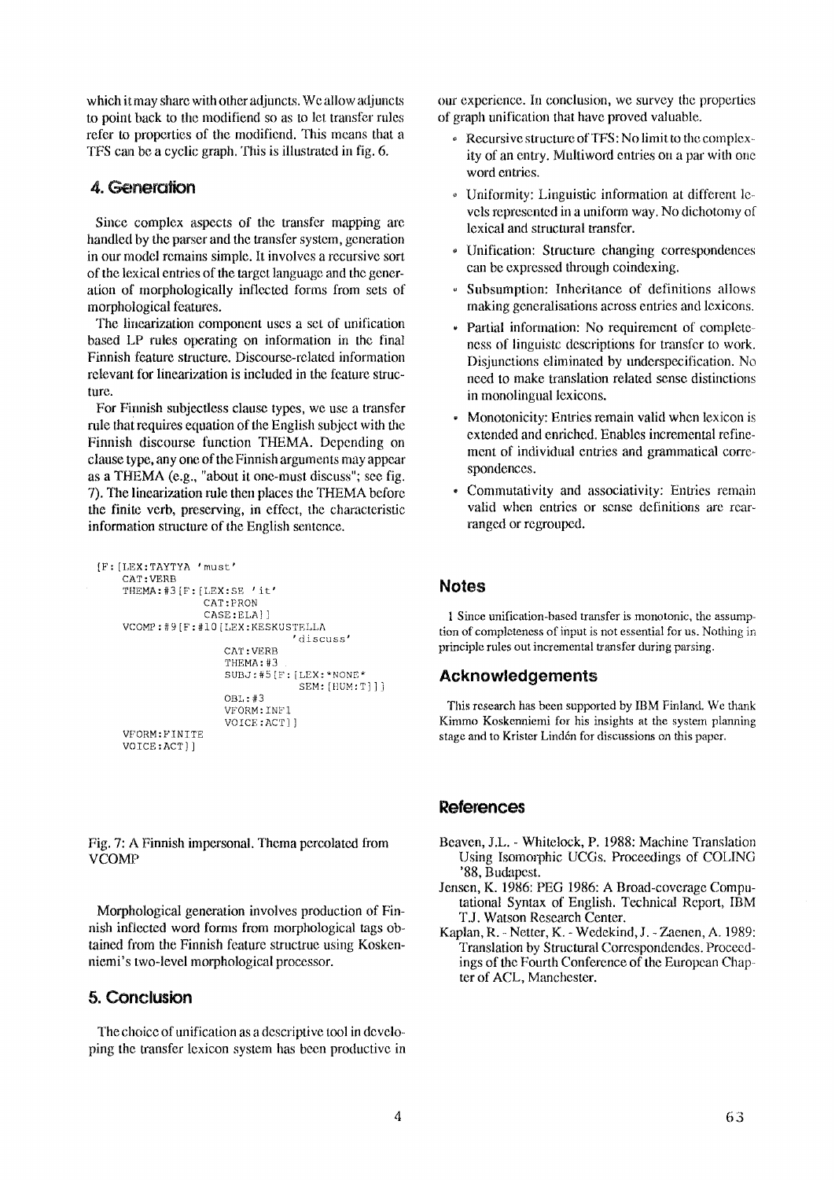which it may share with other adjuncts. We allow adjuncts to point back to the modifiend so as to let transfer rules refer to properties of the modifiend. This means that a TFS can be a cyclic graph. This is illustrated in fig. 6.

## 4. Generation

Since complex aspects of the transfer mapping are handled by the parser and the transfer system, generation in our model remains simple. It involves a recursive sort of the lexical entries of the target language and the generation of morphologically inflected forms from sets of morphological features.

The linearization component uses a set of unification based LP rules operating on information in the final Finnish feature structure. Discourse-related information relevant for linearization is included in the feature structure.

For Finnish subjectless clause types, we use a transfer rule that requires equation of the English subject with the Finnish discourse function THEMA. Depending on clause type, any one of the Finnish arguments may appear as a THEMA (e.g., "about it one-must discuss"; see fig. 7). The linearization rule then places the THEMA before the finite verb, preserving, in effect, the characteristic information structure of the English sentence.

```
[F:[LEX:TAYTYA 'must'
    CAT:VERB
    THEMA:#3[F:[LEX:SE 'it'
               CAT:PRON
               CASE:ELA]]
    VCOMP:#9[F:#10[LEX:KESKUSTELLA
                              'discuss'
                   CAT:VERB
                   THEMA:#3
                   SUBJ:#5[F:[LEX:*NONE*
                              SEM:[HUM:T]]]
                   OBL:#3
                   VFORM:INF1
                   VOICE:ACT]]
    VFORM:FINITE
    VOICE:ACT]]
```

Fig. 7: A Finnish impersonal. Thema percolated from VCOMP

Morphological generation involves production of Finnish inflected word forms from morphological tags obtained from the Finnish feature structrue using Koskenniemi's two-level morphological processor.

## 5. Conclusion

The choice of unification as a descriptive tool in developing the transfer lexicon system has been productive in our experience. In conclusion, we survey the properties of graph unification that have proved valuable.

- Recursive structure of TFS: No limit to the complexity of an entry. Multiword entries on a par with one word entries.
- Uniformity: Linguistic information at different levels represented in a uniform way. No dichotomy of lexical and structural transfer.
- Unification: Structure changing correspondences can be expressed through coindexing.
- Subsumption: Inheritance of definitions allows making generalisations across entries and lexicons.
- Partial information: No requirement of completeness of linguistc descriptions for transfer to work. Disjunctions eliminated by underspecification. No need to make translation related sense distinctions in monolingual lexicons.
- Monotonicity: Entries remain valid when lexicon is extended and enriched. Enables incremental refinement of individual entries and grammatical correspondences.
- Commutativity and associativity: Entries remain valid when entries or sense definitions are rearranged or regrouped.

## Notes

1 Since unification-based transfer is monotonic, the assumption of completeness of input is not essential for us. Nothing in principle rules out incremental transfer during parsing.

## Acknowledgements

This research has been supported by IBM Finland. We thank Kimmo Koskenniemi for his insights at the system planning stage and to Krister Lindén for discussions on this paper.

## References

Beaven, J.L. - Whitelock, P. 1988: Machine Translation Using Isomorphic UCGs. Proceedings of COLING '88, Budapest.

Jensen, K. 1986: PEG 1986: A Broad-coverage Computational Syntax of English. Technical Report, IBM T.J. Watson Research Center.

Kaplan, R. - Netter, K. - Wedekind, J. - Zaenen, A. 1989: Translation by Structural Correspondendes. Proceedings of the Fourth Conference of the European Chapter of ACL, Manchester.